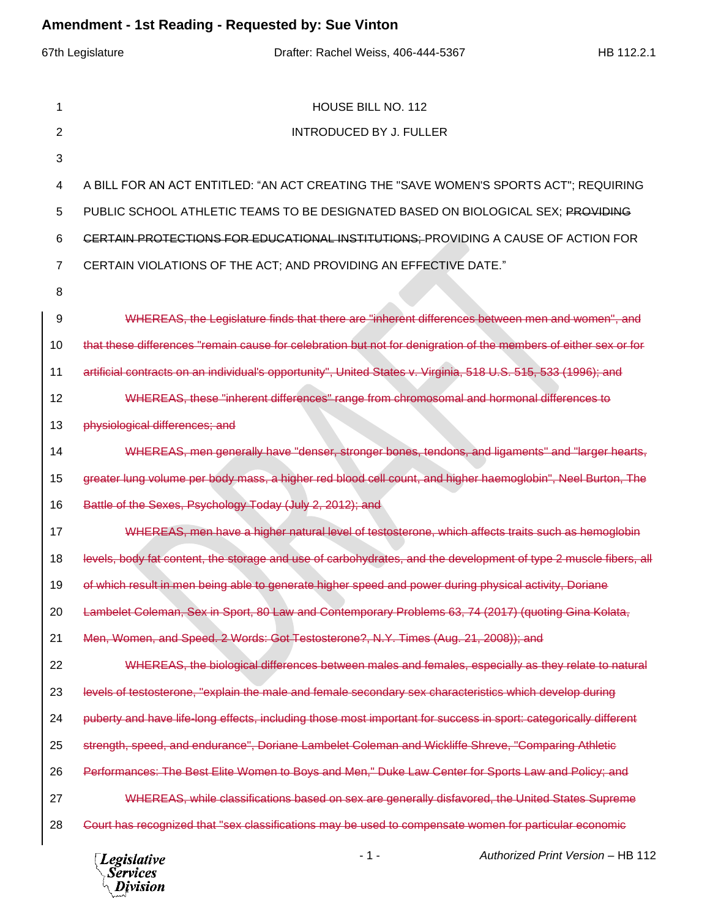**Amendment - 1st Reading - Requested by: Sue Vinton**

67th Legislature — Drafter: Rachel Weiss, 406-444-5367 — HB 112.2.1

HOUSE BILL NO. 112

INTRODUCED BY J. FULLER

A BILL FOR AN ACT ENTITLED: "AN ACT CREATING THE "SAVE WOMEN'S SPORTS ACT"; REQUIRING PUBLIC SCHOOL ATHLETIC TEAMS TO BE DESIGNATED BASED ON BIOLOGICAL SEX; ~~PROVIDING CERTAIN PROTECTIONS FOR EDUCATIONAL INSTITUTIONS;~~ PROVIDING A CAUSE OF ACTION FOR CERTAIN VIOLATIONS OF THE ACT; AND PROVIDING AN EFFECTIVE DATE."

~~WHEREAS, the Legislature finds that there are "inherent differences between men and women", and that these differences "remain cause for celebration but not for denigration of the members of either sex or for artificial contracts on an individual's opportunity", United States v. Virginia, 518 U.S. 515, 533 (1996); and~~

~~WHEREAS, these "inherent differences" range from chromosomal and hormonal differences to physiological differences; and~~

~~WHEREAS, men generally have "denser, stronger bones, tendons, and ligaments" and "larger hearts, greater lung volume per body mass, a higher red blood cell count, and higher haemoglobin", Neel Burton, The Battle of the Sexes, Psychology Today (July 2, 2012); and~~

~~WHEREAS, men have a higher natural level of testosterone, which affects traits such as hemoglobin levels, body fat content, the storage and use of carbohydrates, and the development of type 2 muscle fibers, all of which result in men being able to generate higher speed and power during physical activity, Doriane Lambelet Coleman, Sex in Sport, 80 Law and Contemporary Problems 63, 74 (2017) (quoting Gina Kolata, Men, Women, and Speed. 2 Words: Got Testosterone?, N.Y. Times (Aug. 21, 2008)); and~~

~~WHEREAS, the biological differences between males and females, especially as they relate to natural levels of testosterone, "explain the male and female secondary sex characteristics which develop during puberty and have life-long effects, including those most important for success in sport: categorically different strength, speed, and endurance", Doriane Lambelet Coleman and Wickliffe Shreve, "Comparing Athletic Performances: The Best Elite Women to Boys and Men," Duke Law Center for Sports Law and Policy; and~~

~~WHEREAS, while classifications based on sex are generally disfavored, the United States Supreme Court has recognized that "sex classifications may be used to compensate women for particular economic~~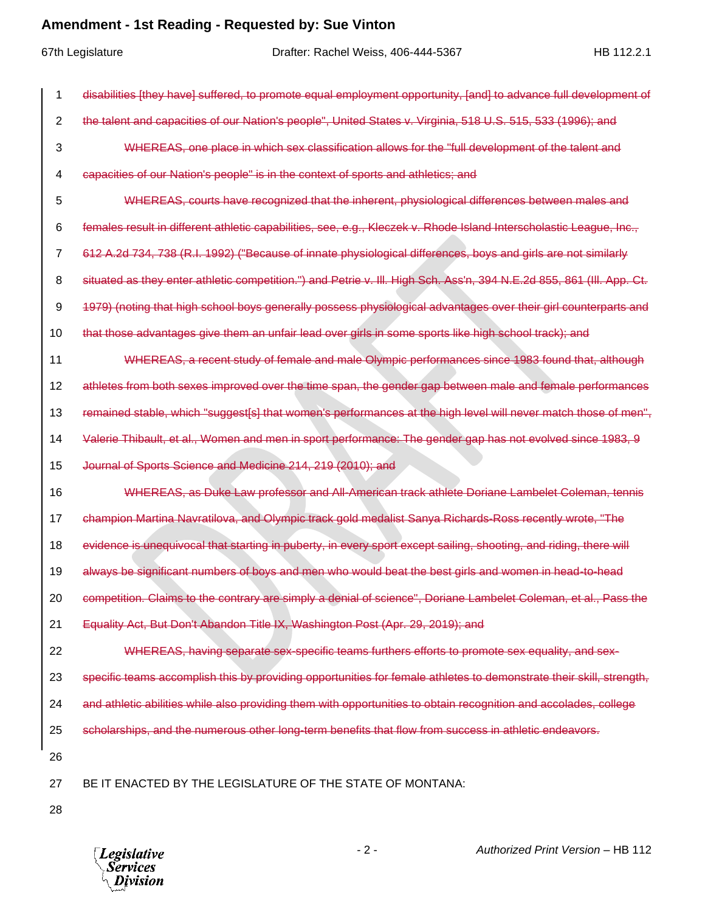~~disabilities [they have] suffered, to promote equal employment opportunity, [and] to advance full development of the talent and capacities of our Nation's people", United States v. Virginia, 518 U.S. 515, 533 (1996); and~~

~~WHEREAS, one place in which sex classification allows for the "full development of the talent and capacities of our Nation's people" is in the context of sports and athletics; and~~

~~WHEREAS, courts have recognized that the inherent, physiological differences between males and females result in different athletic capabilities, see, e.g., Kleczek v. Rhode Island Interscholastic League, Inc., 612 A.2d 734, 738 (R.I. 1992) ("Because of innate physiological differences, boys and girls are not similarly situated as they enter athletic competition.") and Petrie v. Ill. High Sch. Ass'n, 394 N.E.2d 855, 861 (Ill. App. Ct. 1979) (noting that high school boys generally possess physiological advantages over their girl counterparts and that those advantages give them an unfair lead over girls in some sports like high school track); and~~

~~WHEREAS, a recent study of female and male Olympic performances since 1983 found that, although athletes from both sexes improved over the time span, the gender gap between male and female performances remained stable, which "suggest[s] that women's performances at the high level will never match those of men", Valerie Thibault, et al., Women and men in sport performance: The gender gap has not evolved since 1983, 9 Journal of Sports Science and Medicine 214, 219 (2010); and~~

~~WHEREAS, as Duke Law professor and All-American track athlete Doriane Lambelet Coleman, tennis champion Martina Navratilova, and Olympic track gold medalist Sanya Richards-Ross recently wrote, "The evidence is unequivocal that starting in puberty, in every sport except sailing, shooting, and riding, there will always be significant numbers of boys and men who would beat the best girls and women in head-to-head competition. Claims to the contrary are simply a denial of science", Doriane Lambelet Coleman, et al., Pass the Equality Act, But Don't Abandon Title IX, Washington Post (Apr. 29, 2019); and~~

~~WHEREAS, having separate sex-specific teams furthers efforts to promote sex equality, and sex-specific teams accomplish this by providing opportunities for female athletes to demonstrate their skill, strength, and athletic abilities while also providing them with opportunities to obtain recognition and accolades, college scholarships, and the numerous other long-term benefits that flow from success in athletic endeavors.~~

BE IT ENACTED BY THE LEGISLATURE OF THE STATE OF MONTANA: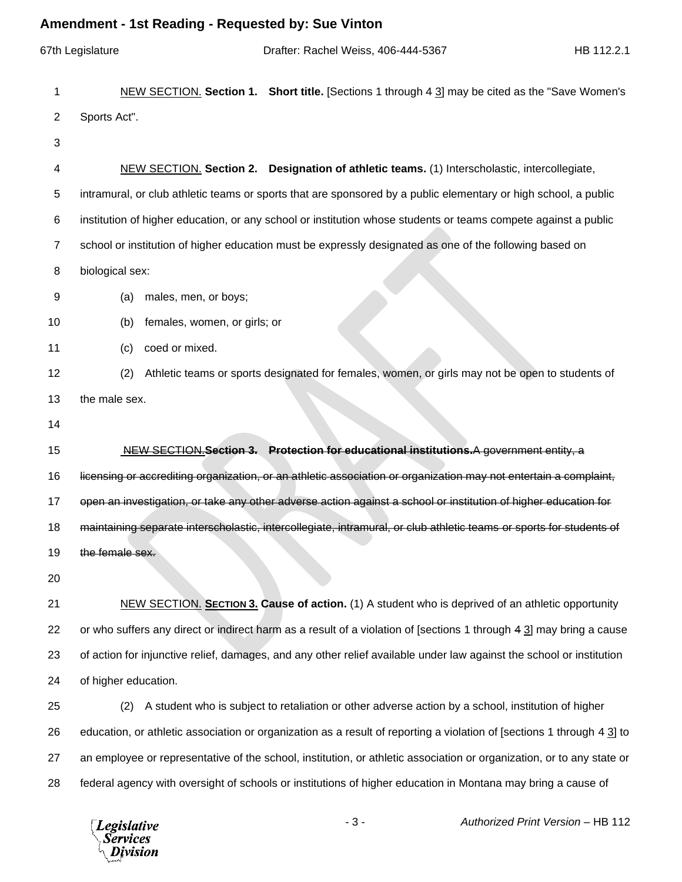NEW SECTION. **Section 1. Short title.** [Sections 1 through ~~4~~ 3] may be cited as the "Save Women's Sports Act".

NEW SECTION. **Section 2. Designation of athletic teams.** (1) Interscholastic, intercollegiate, intramural, or club athletic teams or sports that are sponsored by a public elementary or high school, a public institution of higher education, or any school or institution whose students or teams compete against a public school or institution of higher education must be expressly designated as one of the following based on biological sex:

(a) males, men, or boys;

(b) females, women, or girls; or

(c) coed or mixed.

(2) Athletic teams or sports designated for females, women, or girls may not be open to students of the male sex.

~~NEW SECTION. **Section 3. Protection for educational institutions.** A government entity, a licensing or accrediting organization, or an athletic association or organization may not entertain a complaint, open an investigation, or take any other adverse action against a school or institution of higher education for maintaining separate interscholastic, intercollegiate, intramural, or club athletic teams or sports for students of the female sex.~~

NEW SECTION. **SECTION 3. Cause of action.** (1) A student who is deprived of an athletic opportunity or who suffers any direct or indirect harm as a result of a violation of [sections 1 through ~~4~~ 3] may bring a cause of action for injunctive relief, damages, and any other relief available under law against the school or institution of higher education.

(2) A student who is subject to retaliation or other adverse action by a school, institution of higher education, or athletic association or organization as a result of reporting a violation of [sections 1 through ~~4~~ 3] to an employee or representative of the school, institution, or athletic association or organization, or to any state or federal agency with oversight of schools or institutions of higher education in Montana may bring a cause of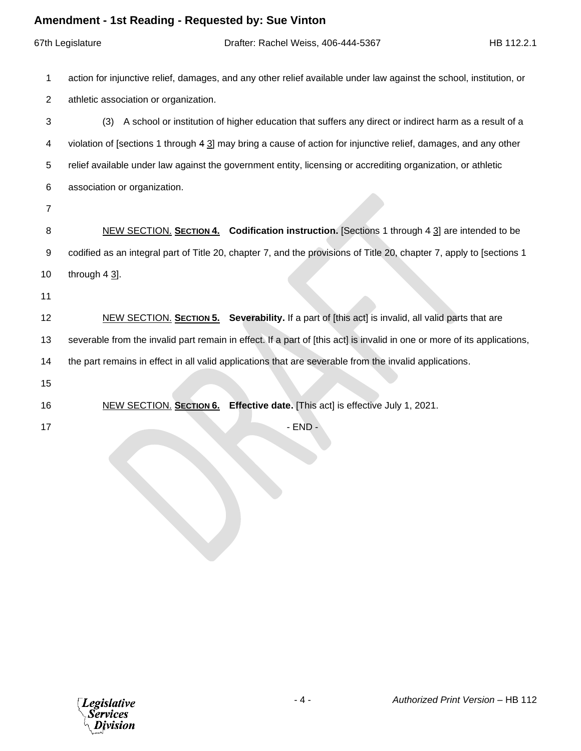action for injunctive relief, damages, and any other relief available under law against the school, institution, or athletic association or organization.

(3) A school or institution of higher education that suffers any direct or indirect harm as a result of a violation of [sections 1 through 4 3] may bring a cause of action for injunctive relief, damages, and any other relief available under law against the government entity, licensing or accrediting organization, or athletic association or organization.

NEW SECTION. **SECTION 4.** **Codification instruction.** [Sections 1 through 4 3] are intended to be codified as an integral part of Title 20, chapter 7, and the provisions of Title 20, chapter 7, apply to [sections 1 through 4 3].

NEW SECTION. **SECTION 5.** **Severability.** If a part of [this act] is invalid, all valid parts that are severable from the invalid part remain in effect. If a part of [this act] is invalid in one or more of its applications, the part remains in effect in all valid applications that are severable from the invalid applications.

NEW SECTION. **SECTION 6.** **Effective date.** [This act] is effective July 1, 2021.

- END -